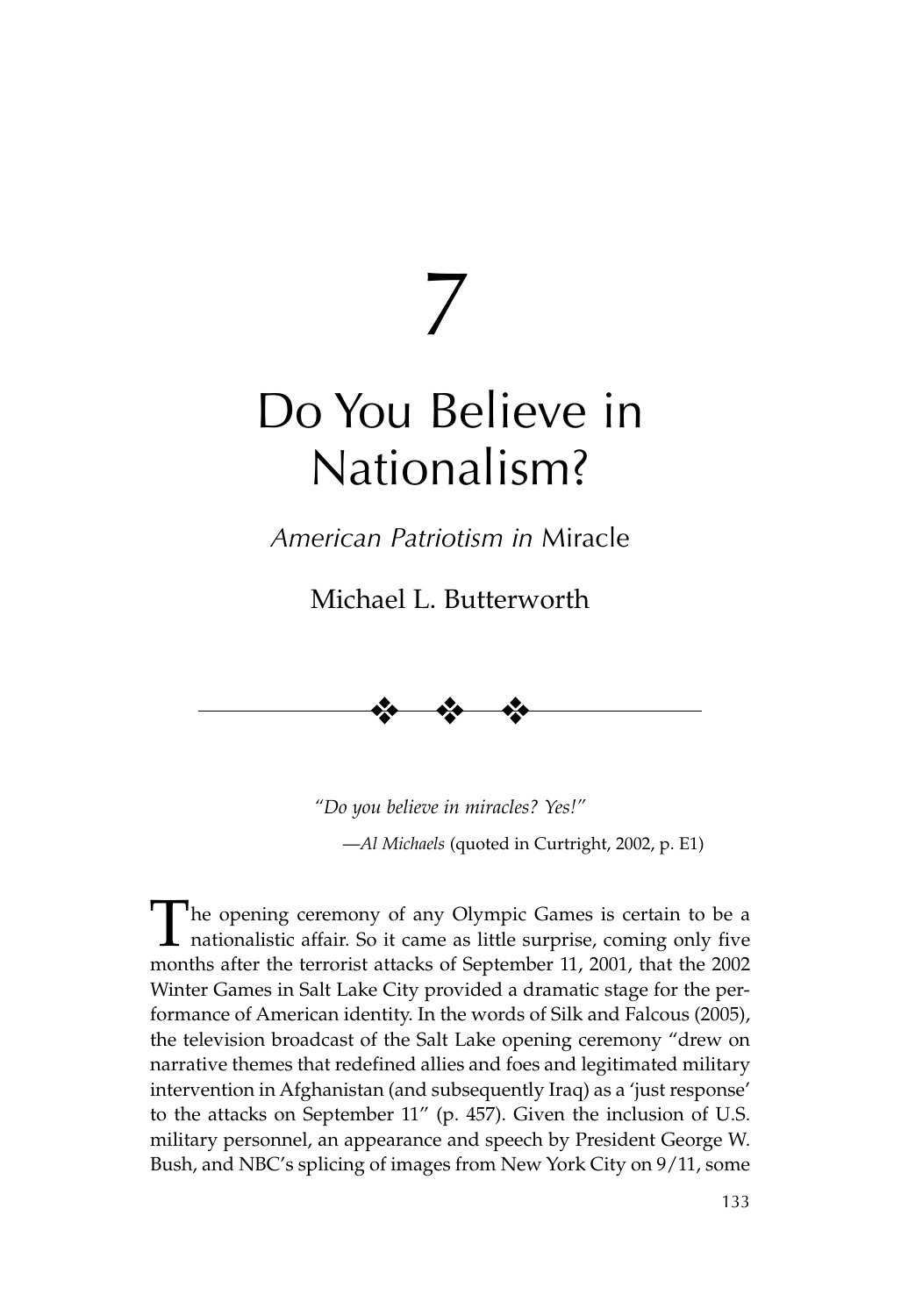# 7

# Do You Believe in Nationalism?

## *American Patriotism in* Miracle

Michael L. Butterworth

> *"Do you believe in miracles? Yes!"*
>
> —*Al Michaels* (quoted in Curtright, 2002, p. E1)

The opening ceremony of any Olympic Games is certain to be a nationalistic affair. So it came as little surprise, coming only five months after the terrorist attacks of September 11, 2001, that the 2002 Winter Games in Salt Lake City provided a dramatic stage for the performance of American identity. In the words of Silk and Falcous (2005), the television broadcast of the Salt Lake opening ceremony "drew on narrative themes that redefined allies and foes and legitimated military intervention in Afghanistan (and subsequently Iraq) as a 'just response' to the attacks on September 11" (p. 457). Given the inclusion of U.S. military personnel, an appearance and speech by President George W. Bush, and NBC's splicing of images from New York City on 9/11, some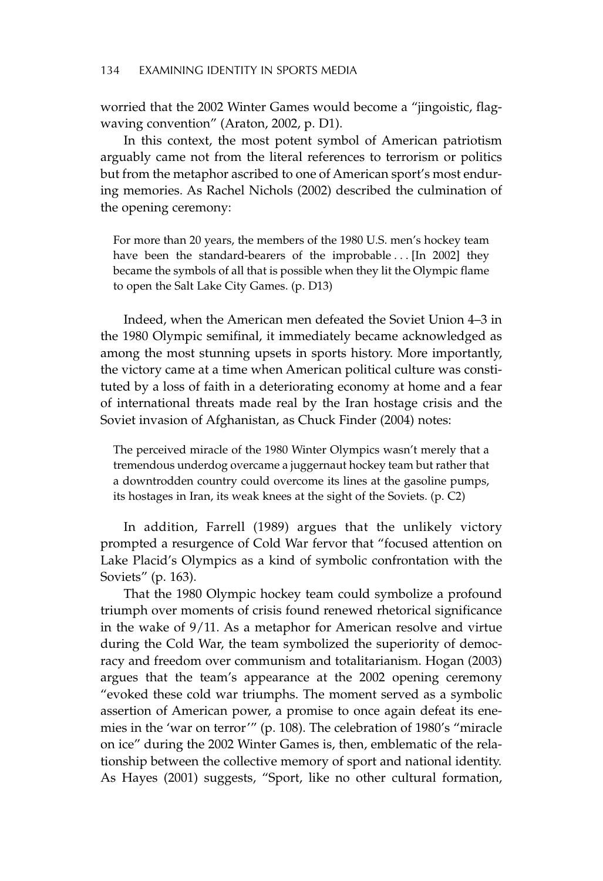worried that the 2002 Winter Games would become a "jingoistic, flag-waving convention" (Araton, 2002, p. D1).

In this context, the most potent symbol of American patriotism arguably came not from the literal references to terrorism or politics but from the metaphor ascribed to one of American sport's most enduring memories. As Rachel Nichols (2002) described the culmination of the opening ceremony:

> For more than 20 years, the members of the 1980 U.S. men's hockey team have been the standard-bearers of the improbable . . . [In 2002] they became the symbols of all that is possible when they lit the Olympic flame to open the Salt Lake City Games. (p. D13)

Indeed, when the American men defeated the Soviet Union 4–3 in the 1980 Olympic semifinal, it immediately became acknowledged as among the most stunning upsets in sports history. More importantly, the victory came at a time when American political culture was constituted by a loss of faith in a deteriorating economy at home and a fear of international threats made real by the Iran hostage crisis and the Soviet invasion of Afghanistan, as Chuck Finder (2004) notes:

> The perceived miracle of the 1980 Winter Olympics wasn't merely that a tremendous underdog overcame a juggernaut hockey team but rather that a downtrodden country could overcome its lines at the gasoline pumps, its hostages in Iran, its weak knees at the sight of the Soviets. (p. C2)

In addition, Farrell (1989) argues that the unlikely victory prompted a resurgence of Cold War fervor that "focused attention on Lake Placid's Olympics as a kind of symbolic confrontation with the Soviets" (p. 163).

That the 1980 Olympic hockey team could symbolize a profound triumph over moments of crisis found renewed rhetorical significance in the wake of 9/11. As a metaphor for American resolve and virtue during the Cold War, the team symbolized the superiority of democracy and freedom over communism and totalitarianism. Hogan (2003) argues that the team's appearance at the 2002 opening ceremony "evoked these cold war triumphs. The moment served as a symbolic assertion of American power, a promise to once again defeat its enemies in the 'war on terror'" (p. 108). The celebration of 1980's "miracle on ice" during the 2002 Winter Games is, then, emblematic of the relationship between the collective memory of sport and national identity. As Hayes (2001) suggests, "Sport, like no other cultural formation,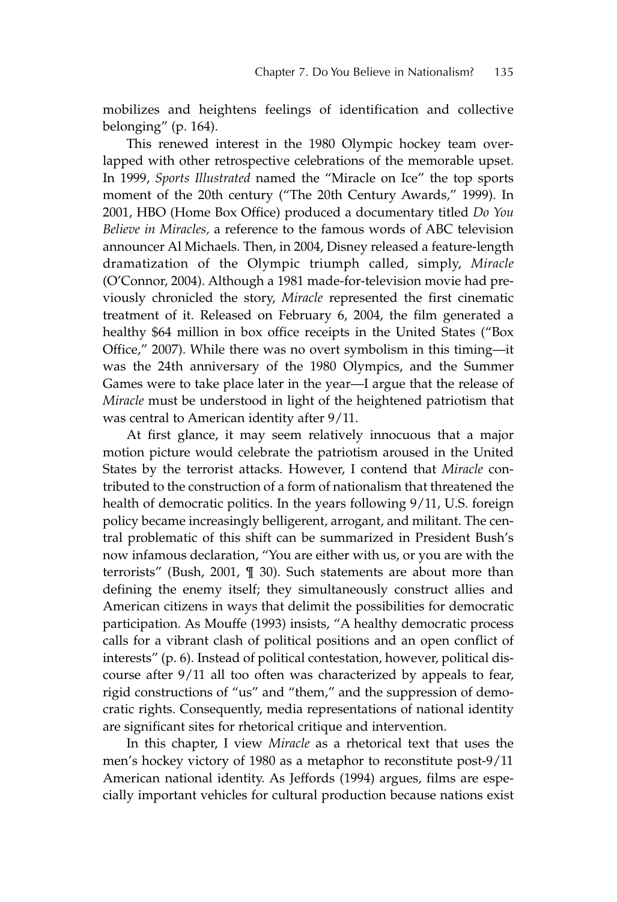mobilizes and heightens feelings of identification and collective belonging" (p. 164).

This renewed interest in the 1980 Olympic hockey team overlapped with other retrospective celebrations of the memorable upset. In 1999, *Sports Illustrated* named the "Miracle on Ice" the top sports moment of the 20th century ("The 20th Century Awards," 1999). In 2001, HBO (Home Box Office) produced a documentary titled *Do You Believe in Miracles,* a reference to the famous words of ABC television announcer Al Michaels. Then, in 2004, Disney released a feature-length dramatization of the Olympic triumph called, simply, *Miracle* (O'Connor, 2004). Although a 1981 made-for-television movie had previously chronicled the story, *Miracle* represented the first cinematic treatment of it. Released on February 6, 2004, the film generated a healthy $64 million in box office receipts in the United States ("Box Office," 2007). While there was no overt symbolism in this timing—it was the 24th anniversary of the 1980 Olympics, and the Summer Games were to take place later in the year—I argue that the release of *Miracle* must be understood in light of the heightened patriotism that was central to American identity after 9/11.

At first glance, it may seem relatively innocuous that a major motion picture would celebrate the patriotism aroused in the United States by the terrorist attacks. However, I contend that *Miracle* contributed to the construction of a form of nationalism that threatened the health of democratic politics. In the years following 9/11, U.S. foreign policy became increasingly belligerent, arrogant, and militant. The central problematic of this shift can be summarized in President Bush's now infamous declaration, "You are either with us, or you are with the terrorists" (Bush, 2001, ¶ 30). Such statements are about more than defining the enemy itself; they simultaneously construct allies and American citizens in ways that delimit the possibilities for democratic participation. As Mouffe (1993) insists, "A healthy democratic process calls for a vibrant clash of political positions and an open conflict of interests" (p. 6). Instead of political contestation, however, political discourse after 9/11 all too often was characterized by appeals to fear, rigid constructions of "us" and "them," and the suppression of democratic rights. Consequently, media representations of national identity are significant sites for rhetorical critique and intervention.

In this chapter, I view *Miracle* as a rhetorical text that uses the men's hockey victory of 1980 as a metaphor to reconstitute post-9/11 American national identity. As Jeffords (1994) argues, films are especially important vehicles for cultural production because nations exist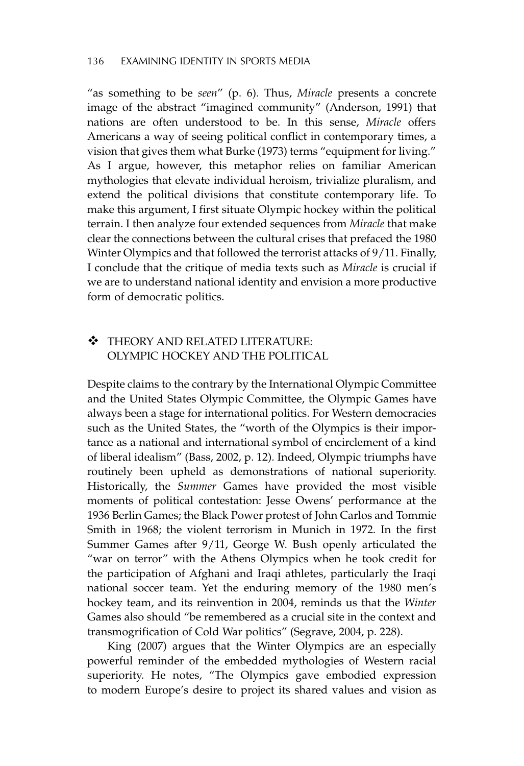"as something to be *seen*" (p. 6). Thus, *Miracle* presents a concrete image of the abstract "imagined community" (Anderson, 1991) that nations are often understood to be. In this sense, *Miracle* offers Americans a way of seeing political conflict in contemporary times, a vision that gives them what Burke (1973) terms "equipment for living." As I argue, however, this metaphor relies on familiar American mythologies that elevate individual heroism, trivialize pluralism, and extend the political divisions that constitute contemporary life. To make this argument, I first situate Olympic hockey within the political terrain. I then analyze four extended sequences from *Miracle* that make clear the connections between the cultural crises that prefaced the 1980 Winter Olympics and that followed the terrorist attacks of 9/11. Finally, I conclude that the critique of media texts such as *Miracle* is crucial if we are to understand national identity and envision a more productive form of democratic politics.

## ❖ THEORY AND RELATED LITERATURE: OLYMPIC HOCKEY AND THE POLITICAL

Despite claims to the contrary by the International Olympic Committee and the United States Olympic Committee, the Olympic Games have always been a stage for international politics. For Western democracies such as the United States, the "worth of the Olympics is their importance as a national and international symbol of encirclement of a kind of liberal idealism" (Bass, 2002, p. 12). Indeed, Olympic triumphs have routinely been upheld as demonstrations of national superiority. Historically, the *Summer* Games have provided the most visible moments of political contestation: Jesse Owens' performance at the 1936 Berlin Games; the Black Power protest of John Carlos and Tommie Smith in 1968; the violent terrorism in Munich in 1972. In the first Summer Games after 9/11, George W. Bush openly articulated the "war on terror" with the Athens Olympics when he took credit for the participation of Afghani and Iraqi athletes, particularly the Iraqi national soccer team. Yet the enduring memory of the 1980 men's hockey team, and its reinvention in 2004, reminds us that the *Winter* Games also should "be remembered as a crucial site in the context and transmogrification of Cold War politics" (Segrave, 2004, p. 228).

King (2007) argues that the Winter Olympics are an especially powerful reminder of the embedded mythologies of Western racial superiority. He notes, "The Olympics gave embodied expression to modern Europe's desire to project its shared values and vision as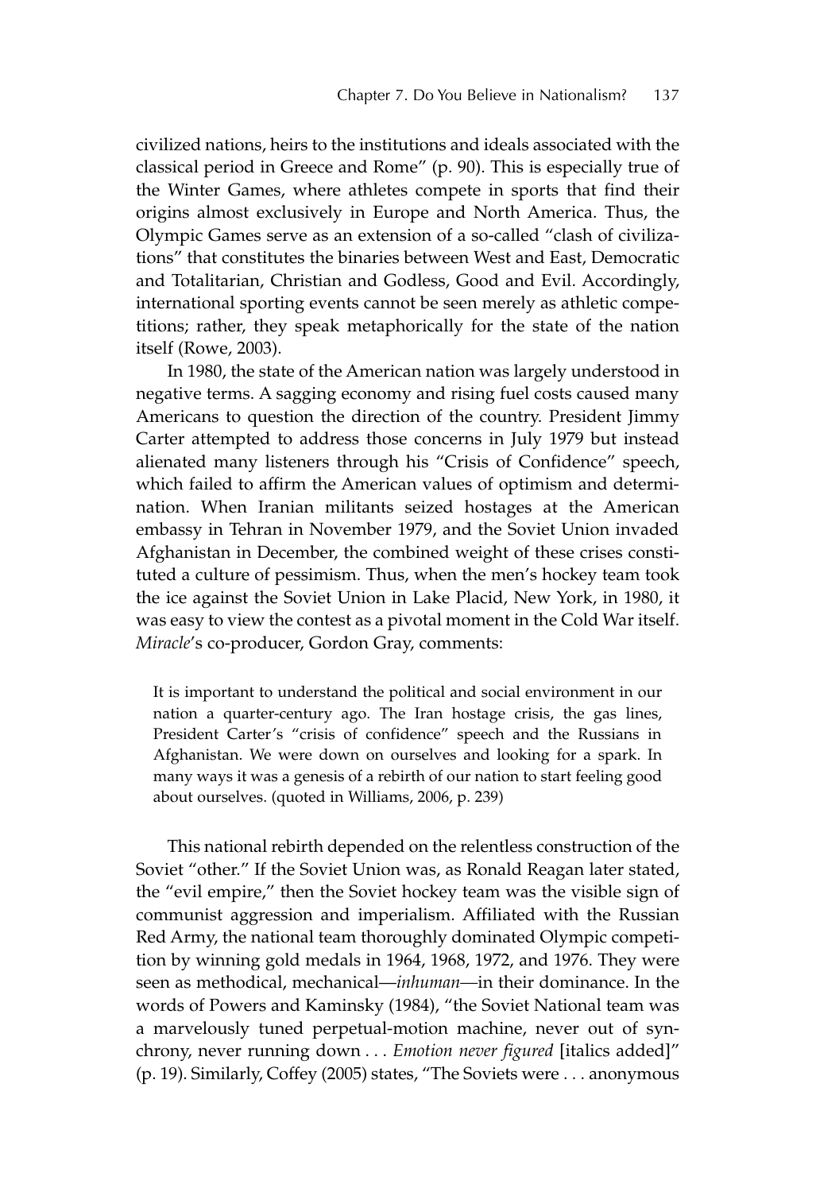civilized nations, heirs to the institutions and ideals associated with the classical period in Greece and Rome" (p. 90). This is especially true of the Winter Games, where athletes compete in sports that find their origins almost exclusively in Europe and North America. Thus, the Olympic Games serve as an extension of a so-called "clash of civilizations" that constitutes the binaries between West and East, Democratic and Totalitarian, Christian and Godless, Good and Evil. Accordingly, international sporting events cannot be seen merely as athletic competitions; rather, they speak metaphorically for the state of the nation itself (Rowe, 2003).

In 1980, the state of the American nation was largely understood in negative terms. A sagging economy and rising fuel costs caused many Americans to question the direction of the country. President Jimmy Carter attempted to address those concerns in July 1979 but instead alienated many listeners through his "Crisis of Confidence" speech, which failed to affirm the American values of optimism and determination. When Iranian militants seized hostages at the American embassy in Tehran in November 1979, and the Soviet Union invaded Afghanistan in December, the combined weight of these crises constituted a culture of pessimism. Thus, when the men's hockey team took the ice against the Soviet Union in Lake Placid, New York, in 1980, it was easy to view the contest as a pivotal moment in the Cold War itself. *Miracle*'s co-producer, Gordon Gray, comments:

> It is important to understand the political and social environment in our nation a quarter-century ago. The Iran hostage crisis, the gas lines, President Carter's "crisis of confidence" speech and the Russians in Afghanistan. We were down on ourselves and looking for a spark. In many ways it was a genesis of a rebirth of our nation to start feeling good about ourselves. (quoted in Williams, 2006, p. 239)

This national rebirth depended on the relentless construction of the Soviet "other." If the Soviet Union was, as Ronald Reagan later stated, the "evil empire," then the Soviet hockey team was the visible sign of communist aggression and imperialism. Affiliated with the Russian Red Army, the national team thoroughly dominated Olympic competition by winning gold medals in 1964, 1968, 1972, and 1976. They were seen as methodical, mechanical—*inhuman*—in their dominance. In the words of Powers and Kaminsky (1984), "the Soviet National team was a marvelously tuned perpetual-motion machine, never out of synchrony, never running down . . . *Emotion never figured* [italics added]" (p. 19). Similarly, Coffey (2005) states, "The Soviets were . . . anonymous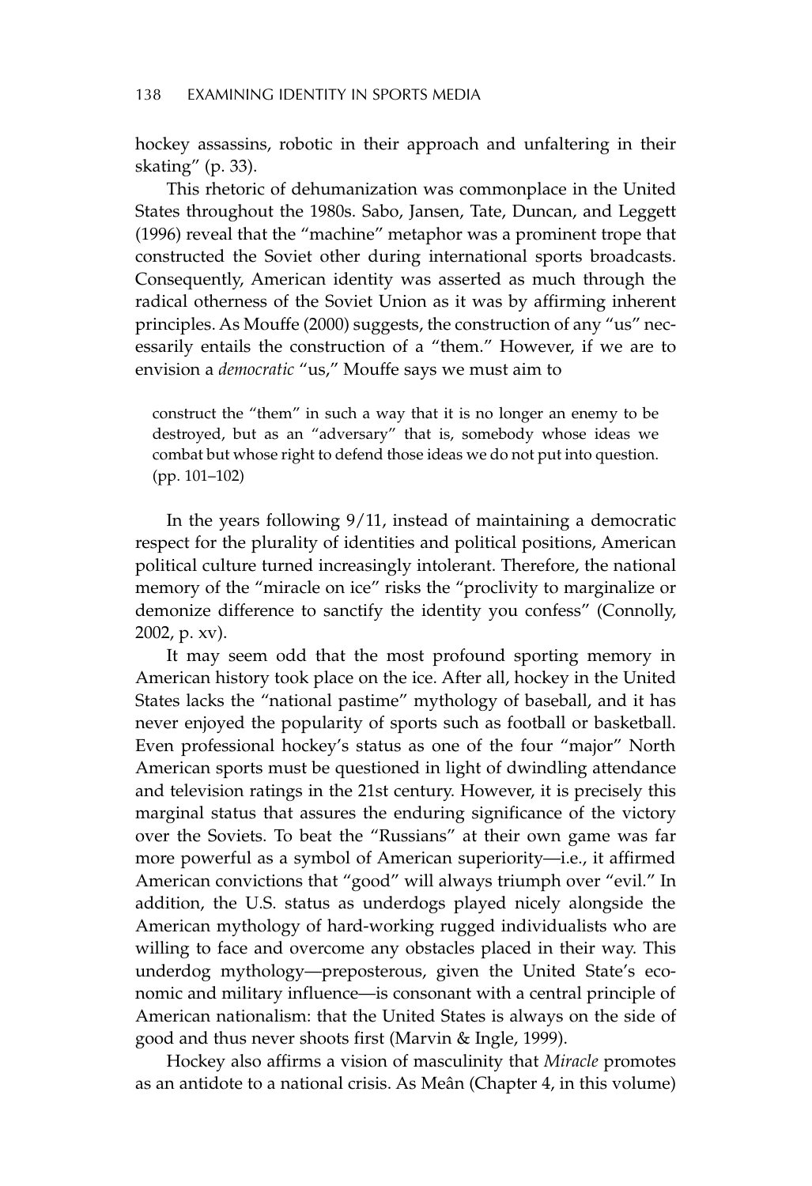hockey assassins, robotic in their approach and unfaltering in their skating" (p. 33).

This rhetoric of dehumanization was commonplace in the United States throughout the 1980s. Sabo, Jansen, Tate, Duncan, and Leggett (1996) reveal that the "machine" metaphor was a prominent trope that constructed the Soviet other during international sports broadcasts. Consequently, American identity was asserted as much through the radical otherness of the Soviet Union as it was by affirming inherent principles. As Mouffe (2000) suggests, the construction of any "us" necessarily entails the construction of a "them." However, if we are to envision a *democratic* "us," Mouffe says we must aim to

> construct the "them" in such a way that it is no longer an enemy to be destroyed, but as an "adversary" that is, somebody whose ideas we combat but whose right to defend those ideas we do not put into question. (pp. 101–102)

In the years following 9/11, instead of maintaining a democratic respect for the plurality of identities and political positions, American political culture turned increasingly intolerant. Therefore, the national memory of the "miracle on ice" risks the "proclivity to marginalize or demonize difference to sanctify the identity you confess" (Connolly, 2002, p. xv).

It may seem odd that the most profound sporting memory in American history took place on the ice. After all, hockey in the United States lacks the "national pastime" mythology of baseball, and it has never enjoyed the popularity of sports such as football or basketball. Even professional hockey's status as one of the four "major" North American sports must be questioned in light of dwindling attendance and television ratings in the 21st century. However, it is precisely this marginal status that assures the enduring significance of the victory over the Soviets. To beat the "Russians" at their own game was far more powerful as a symbol of American superiority—i.e., it affirmed American convictions that "good" will always triumph over "evil." In addition, the U.S. status as underdogs played nicely alongside the American mythology of hard-working rugged individualists who are willing to face and overcome any obstacles placed in their way. This underdog mythology—preposterous, given the United State's economic and military influence—is consonant with a central principle of American nationalism: that the United States is always on the side of good and thus never shoots first (Marvin & Ingle, 1999).

Hockey also affirms a vision of masculinity that *Miracle* promotes as an antidote to a national crisis. As Meân (Chapter 4, in this volume)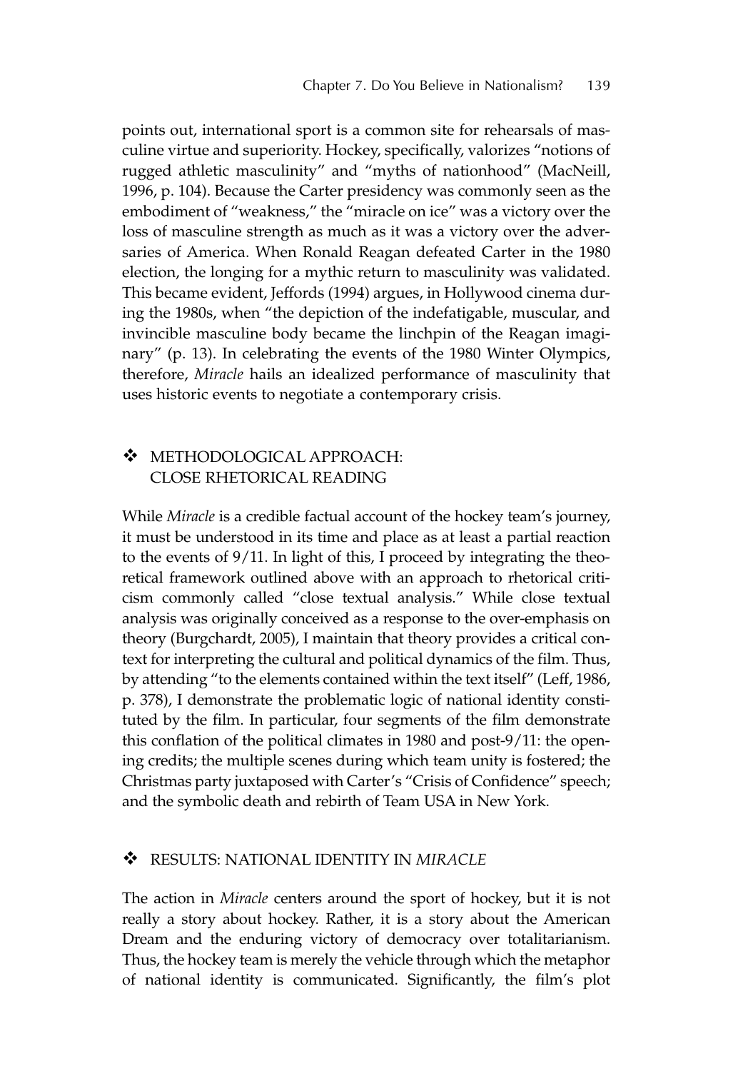points out, international sport is a common site for rehearsals of masculine virtue and superiority. Hockey, specifically, valorizes "notions of rugged athletic masculinity" and "myths of nationhood" (MacNeill, 1996, p. 104). Because the Carter presidency was commonly seen as the embodiment of "weakness," the "miracle on ice" was a victory over the loss of masculine strength as much as it was a victory over the adversaries of America. When Ronald Reagan defeated Carter in the 1980 election, the longing for a mythic return to masculinity was validated. This became evident, Jeffords (1994) argues, in Hollywood cinema during the 1980s, when "the depiction of the indefatigable, muscular, and invincible masculine body became the linchpin of the Reagan imaginary" (p. 13). In celebrating the events of the 1980 Winter Olympics, therefore, *Miracle* hails an idealized performance of masculinity that uses historic events to negotiate a contemporary crisis.

## ❖ METHODOLOGICAL APPROACH: CLOSE RHETORICAL READING

While *Miracle* is a credible factual account of the hockey team's journey, it must be understood in its time and place as at least a partial reaction to the events of 9/11. In light of this, I proceed by integrating the theoretical framework outlined above with an approach to rhetorical criticism commonly called "close textual analysis." While close textual analysis was originally conceived as a response to the over-emphasis on theory (Burgchardt, 2005), I maintain that theory provides a critical context for interpreting the cultural and political dynamics of the film. Thus, by attending "to the elements contained within the text itself" (Leff, 1986, p. 378), I demonstrate the problematic logic of national identity constituted by the film. In particular, four segments of the film demonstrate this conflation of the political climates in 1980 and post-9/11: the opening credits; the multiple scenes during which team unity is fostered; the Christmas party juxtaposed with Carter's "Crisis of Confidence" speech; and the symbolic death and rebirth of Team USA in New York.

## ❖ RESULTS: NATIONAL IDENTITY IN *MIRACLE*

The action in *Miracle* centers around the sport of hockey, but it is not really a story about hockey. Rather, it is a story about the American Dream and the enduring victory of democracy over totalitarianism. Thus, the hockey team is merely the vehicle through which the metaphor of national identity is communicated. Significantly, the film's plot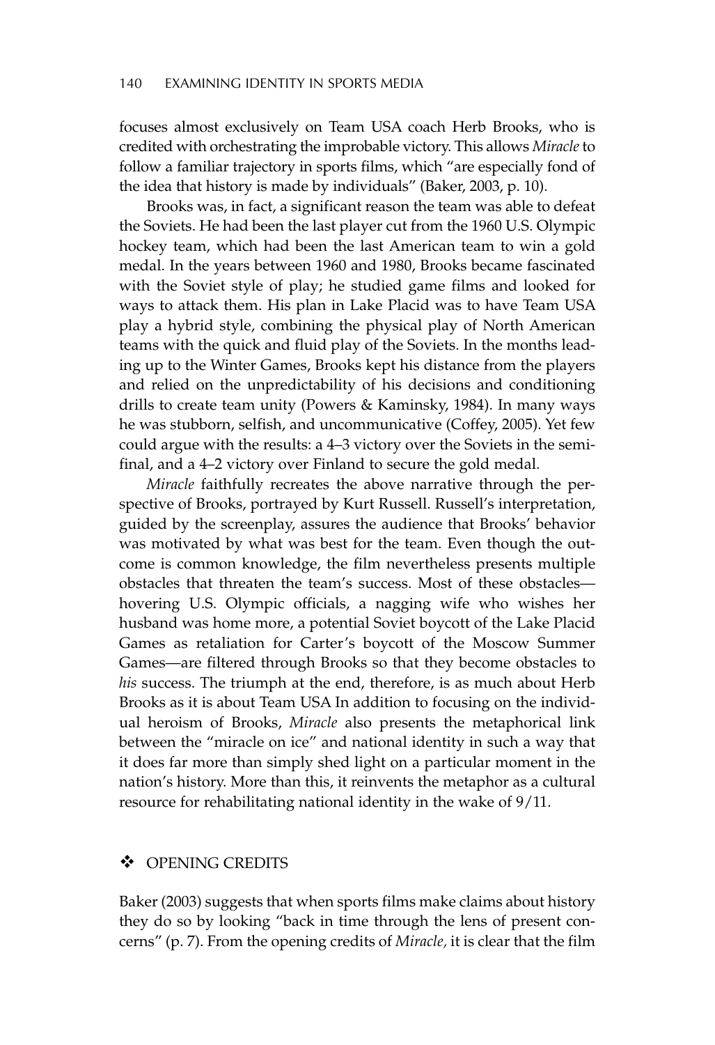focuses almost exclusively on Team USA coach Herb Brooks, who is credited with orchestrating the improbable victory. This allows *Miracle* to follow a familiar trajectory in sports films, which "are especially fond of the idea that history is made by individuals" (Baker, 2003, p. 10).

Brooks was, in fact, a significant reason the team was able to defeat the Soviets. He had been the last player cut from the 1960 U.S. Olympic hockey team, which had been the last American team to win a gold medal. In the years between 1960 and 1980, Brooks became fascinated with the Soviet style of play; he studied game films and looked for ways to attack them. His plan in Lake Placid was to have Team USA play a hybrid style, combining the physical play of North American teams with the quick and fluid play of the Soviets. In the months leading up to the Winter Games, Brooks kept his distance from the players and relied on the unpredictability of his decisions and conditioning drills to create team unity (Powers & Kaminsky, 1984). In many ways he was stubborn, selfish, and uncommunicative (Coffey, 2005). Yet few could argue with the results: a 4–3 victory over the Soviets in the semifinal, and a 4–2 victory over Finland to secure the gold medal.

*Miracle* faithfully recreates the above narrative through the perspective of Brooks, portrayed by Kurt Russell. Russell's interpretation, guided by the screenplay, assures the audience that Brooks' behavior was motivated by what was best for the team. Even though the outcome is common knowledge, the film nevertheless presents multiple obstacles that threaten the team's success. Most of these obstacles—hovering U.S. Olympic officials, a nagging wife who wishes her husband was home more, a potential Soviet boycott of the Lake Placid Games as retaliation for Carter's boycott of the Moscow Summer Games—are filtered through Brooks so that they become obstacles to *his* success. The triumph at the end, therefore, is as much about Herb Brooks as it is about Team USA In addition to focusing on the individual heroism of Brooks, *Miracle* also presents the metaphorical link between the "miracle on ice" and national identity in such a way that it does far more than simply shed light on a particular moment in the nation's history. More than this, it reinvents the metaphor as a cultural resource for rehabilitating national identity in the wake of 9/11.

## ❖ OPENING CREDITS

Baker (2003) suggests that when sports films make claims about history they do so by looking "back in time through the lens of present concerns" (p. 7). From the opening credits of *Miracle*, it is clear that the film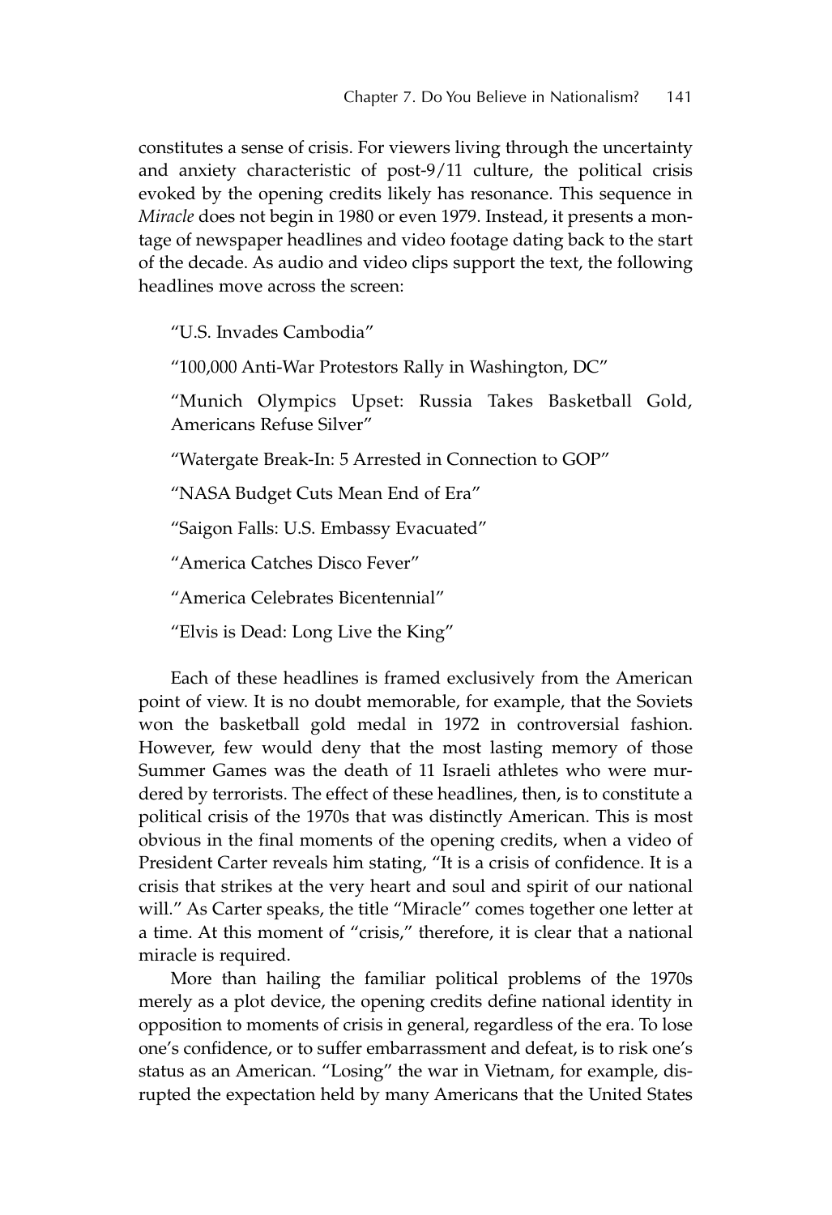constitutes a sense of crisis. For viewers living through the uncertainty and anxiety characteristic of post-9/11 culture, the political crisis evoked by the opening credits likely has resonance. This sequence in *Miracle* does not begin in 1980 or even 1979. Instead, it presents a montage of newspaper headlines and video footage dating back to the start of the decade. As audio and video clips support the text, the following headlines move across the screen:

> "U.S. Invades Cambodia"
>
> "100,000 Anti-War Protestors Rally in Washington, DC"
>
> "Munich Olympics Upset: Russia Takes Basketball Gold, Americans Refuse Silver"
>
> "Watergate Break-In: 5 Arrested in Connection to GOP"
>
> "NASA Budget Cuts Mean End of Era"
>
> "Saigon Falls: U.S. Embassy Evacuated"
>
> "America Catches Disco Fever"
>
> "America Celebrates Bicentennial"
>
> "Elvis is Dead: Long Live the King"

Each of these headlines is framed exclusively from the American point of view. It is no doubt memorable, for example, that the Soviets won the basketball gold medal in 1972 in controversial fashion. However, few would deny that the most lasting memory of those Summer Games was the death of 11 Israeli athletes who were murdered by terrorists. The effect of these headlines, then, is to constitute a political crisis of the 1970s that was distinctly American. This is most obvious in the final moments of the opening credits, when a video of President Carter reveals him stating, "It is a crisis of confidence. It is a crisis that strikes at the very heart and soul and spirit of our national will." As Carter speaks, the title "Miracle" comes together one letter at a time. At this moment of "crisis," therefore, it is clear that a national miracle is required.

More than hailing the familiar political problems of the 1970s merely as a plot device, the opening credits define national identity in opposition to moments of crisis in general, regardless of the era. To lose one's confidence, or to suffer embarrassment and defeat, is to risk one's status as an American. "Losing" the war in Vietnam, for example, disrupted the expectation held by many Americans that the United States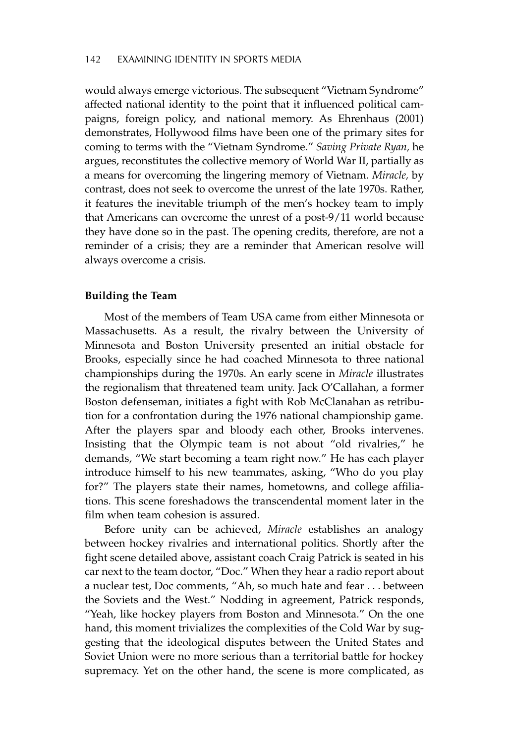would always emerge victorious. The subsequent "Vietnam Syndrome" affected national identity to the point that it influenced political campaigns, foreign policy, and national memory. As Ehrenhaus (2001) demonstrates, Hollywood films have been one of the primary sites for coming to terms with the "Vietnam Syndrome." *Saving Private Ryan,* he argues, reconstitutes the collective memory of World War II, partially as a means for overcoming the lingering memory of Vietnam. *Miracle,* by contrast, does not seek to overcome the unrest of the late 1970s. Rather, it features the inevitable triumph of the men's hockey team to imply that Americans can overcome the unrest of a post-9/11 world because they have done so in the past. The opening credits, therefore, are not a reminder of a crisis; they are a reminder that American resolve will always overcome a crisis.

**Building the Team**

Most of the members of Team USA came from either Minnesota or Massachusetts. As a result, the rivalry between the University of Minnesota and Boston University presented an initial obstacle for Brooks, especially since he had coached Minnesota to three national championships during the 1970s. An early scene in *Miracle* illustrates the regionalism that threatened team unity. Jack O'Callahan, a former Boston defenseman, initiates a fight with Rob McClanahan as retribution for a confrontation during the 1976 national championship game. After the players spar and bloody each other, Brooks intervenes. Insisting that the Olympic team is not about "old rivalries," he demands, "We start becoming a team right now." He has each player introduce himself to his new teammates, asking, "Who do you play for?" The players state their names, hometowns, and college affiliations. This scene foreshadows the transcendental moment later in the film when team cohesion is assured.

Before unity can be achieved, *Miracle* establishes an analogy between hockey rivalries and international politics. Shortly after the fight scene detailed above, assistant coach Craig Patrick is seated in his car next to the team doctor, "Doc." When they hear a radio report about a nuclear test, Doc comments, "Ah, so much hate and fear . . . between the Soviets and the West." Nodding in agreement, Patrick responds, "Yeah, like hockey players from Boston and Minnesota." On the one hand, this moment trivializes the complexities of the Cold War by suggesting that the ideological disputes between the United States and Soviet Union were no more serious than a territorial battle for hockey supremacy. Yet on the other hand, the scene is more complicated, as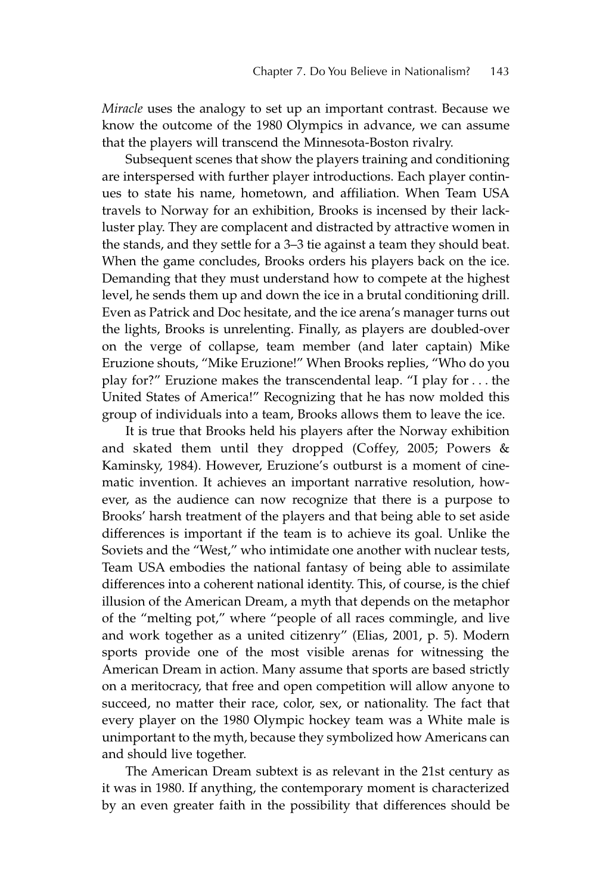*Miracle* uses the analogy to set up an important contrast. Because we know the outcome of the 1980 Olympics in advance, we can assume that the players will transcend the Minnesota-Boston rivalry.

Subsequent scenes that show the players training and conditioning are interspersed with further player introductions. Each player continues to state his name, hometown, and affiliation. When Team USA travels to Norway for an exhibition, Brooks is incensed by their lackluster play. They are complacent and distracted by attractive women in the stands, and they settle for a 3–3 tie against a team they should beat. When the game concludes, Brooks orders his players back on the ice. Demanding that they must understand how to compete at the highest level, he sends them up and down the ice in a brutal conditioning drill. Even as Patrick and Doc hesitate, and the ice arena's manager turns out the lights, Brooks is unrelenting. Finally, as players are doubled-over on the verge of collapse, team member (and later captain) Mike Eruzione shouts, "Mike Eruzione!" When Brooks replies, "Who do you play for?" Eruzione makes the transcendental leap. "I play for . . . the United States of America!" Recognizing that he has now molded this group of individuals into a team, Brooks allows them to leave the ice.

It is true that Brooks held his players after the Norway exhibition and skated them until they dropped (Coffey, 2005; Powers & Kaminsky, 1984). However, Eruzione's outburst is a moment of cinematic invention. It achieves an important narrative resolution, however, as the audience can now recognize that there is a purpose to Brooks' harsh treatment of the players and that being able to set aside differences is important if the team is to achieve its goal. Unlike the Soviets and the "West," who intimidate one another with nuclear tests, Team USA embodies the national fantasy of being able to assimilate differences into a coherent national identity. This, of course, is the chief illusion of the American Dream, a myth that depends on the metaphor of the "melting pot," where "people of all races commingle, and live and work together as a united citizenry" (Elias, 2001, p. 5). Modern sports provide one of the most visible arenas for witnessing the American Dream in action. Many assume that sports are based strictly on a meritocracy, that free and open competition will allow anyone to succeed, no matter their race, color, sex, or nationality. The fact that every player on the 1980 Olympic hockey team was a White male is unimportant to the myth, because they symbolized how Americans can and should live together.

The American Dream subtext is as relevant in the 21st century as it was in 1980. If anything, the contemporary moment is characterized by an even greater faith in the possibility that differences should be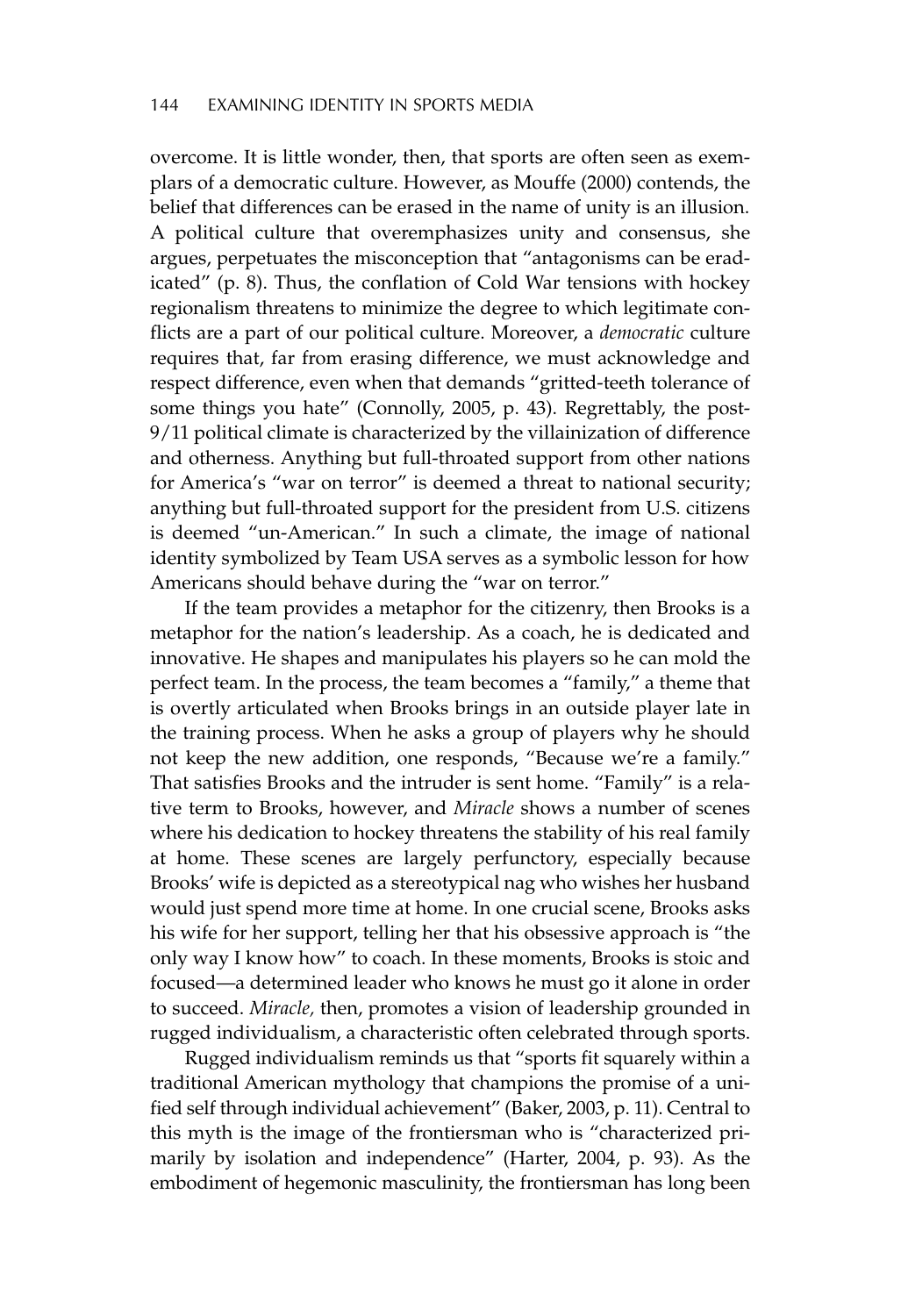overcome. It is little wonder, then, that sports are often seen as exemplars of a democratic culture. However, as Mouffe (2000) contends, the belief that differences can be erased in the name of unity is an illusion. A political culture that overemphasizes unity and consensus, she argues, perpetuates the misconception that "antagonisms can be eradicated" (p. 8). Thus, the conflation of Cold War tensions with hockey regionalism threatens to minimize the degree to which legitimate conflicts are a part of our political culture. Moreover, a *democratic* culture requires that, far from erasing difference, we must acknowledge and respect difference, even when that demands "gritted-teeth tolerance of some things you hate" (Connolly, 2005, p. 43). Regrettably, the post-9/11 political climate is characterized by the villainization of difference and otherness. Anything but full-throated support from other nations for America's "war on terror" is deemed a threat to national security; anything but full-throated support for the president from U.S. citizens is deemed "un-American." In such a climate, the image of national identity symbolized by Team USA serves as a symbolic lesson for how Americans should behave during the "war on terror."

If the team provides a metaphor for the citizenry, then Brooks is a metaphor for the nation's leadership. As a coach, he is dedicated and innovative. He shapes and manipulates his players so he can mold the perfect team. In the process, the team becomes a "family," a theme that is overtly articulated when Brooks brings in an outside player late in the training process. When he asks a group of players why he should not keep the new addition, one responds, "Because we're a family." That satisfies Brooks and the intruder is sent home. "Family" is a relative term to Brooks, however, and *Miracle* shows a number of scenes where his dedication to hockey threatens the stability of his real family at home. These scenes are largely perfunctory, especially because Brooks' wife is depicted as a stereotypical nag who wishes her husband would just spend more time at home. In one crucial scene, Brooks asks his wife for her support, telling her that his obsessive approach is "the only way I know how" to coach. In these moments, Brooks is stoic and focused—a determined leader who knows he must go it alone in order to succeed. *Miracle,* then, promotes a vision of leadership grounded in rugged individualism, a characteristic often celebrated through sports.

Rugged individualism reminds us that "sports fit squarely within a traditional American mythology that champions the promise of a unified self through individual achievement" (Baker, 2003, p. 11). Central to this myth is the image of the frontiersman who is "characterized primarily by isolation and independence" (Harter, 2004, p. 93). As the embodiment of hegemonic masculinity, the frontiersman has long been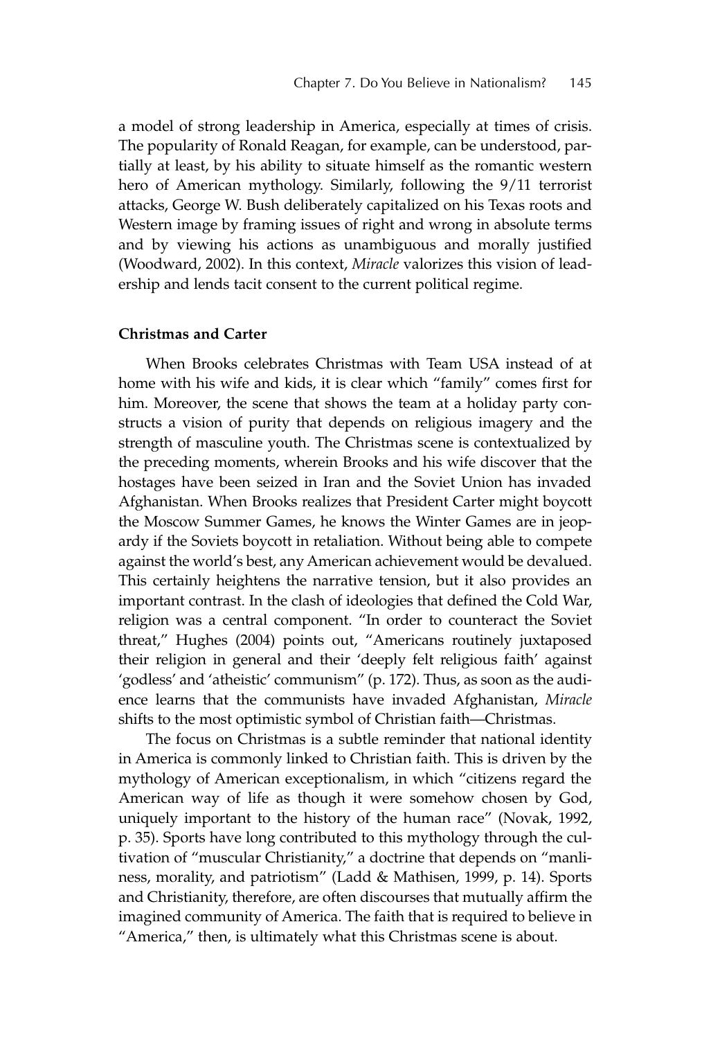a model of strong leadership in America, especially at times of crisis. The popularity of Ronald Reagan, for example, can be understood, partially at least, by his ability to situate himself as the romantic western hero of American mythology. Similarly, following the 9/11 terrorist attacks, George W. Bush deliberately capitalized on his Texas roots and Western image by framing issues of right and wrong in absolute terms and by viewing his actions as unambiguous and morally justified (Woodward, 2002). In this context, *Miracle* valorizes this vision of leadership and lends tacit consent to the current political regime.

### Christmas and Carter

When Brooks celebrates Christmas with Team USA instead of at home with his wife and kids, it is clear which "family" comes first for him. Moreover, the scene that shows the team at a holiday party constructs a vision of purity that depends on religious imagery and the strength of masculine youth. The Christmas scene is contextualized by the preceding moments, wherein Brooks and his wife discover that the hostages have been seized in Iran and the Soviet Union has invaded Afghanistan. When Brooks realizes that President Carter might boycott the Moscow Summer Games, he knows the Winter Games are in jeopardy if the Soviets boycott in retaliation. Without being able to compete against the world's best, any American achievement would be devalued. This certainly heightens the narrative tension, but it also provides an important contrast. In the clash of ideologies that defined the Cold War, religion was a central component. "In order to counteract the Soviet threat," Hughes (2004) points out, "Americans routinely juxtaposed their religion in general and their 'deeply felt religious faith' against 'godless' and 'atheistic' communism" (p. 172). Thus, as soon as the audience learns that the communists have invaded Afghanistan, *Miracle* shifts to the most optimistic symbol of Christian faith—Christmas.

The focus on Christmas is a subtle reminder that national identity in America is commonly linked to Christian faith. This is driven by the mythology of American exceptionalism, in which "citizens regard the American way of life as though it were somehow chosen by God, uniquely important to the history of the human race" (Novak, 1992, p. 35). Sports have long contributed to this mythology through the cultivation of "muscular Christianity," a doctrine that depends on "manliness, morality, and patriotism" (Ladd & Mathisen, 1999, p. 14). Sports and Christianity, therefore, are often discourses that mutually affirm the imagined community of America. The faith that is required to believe in "America," then, is ultimately what this Christmas scene is about.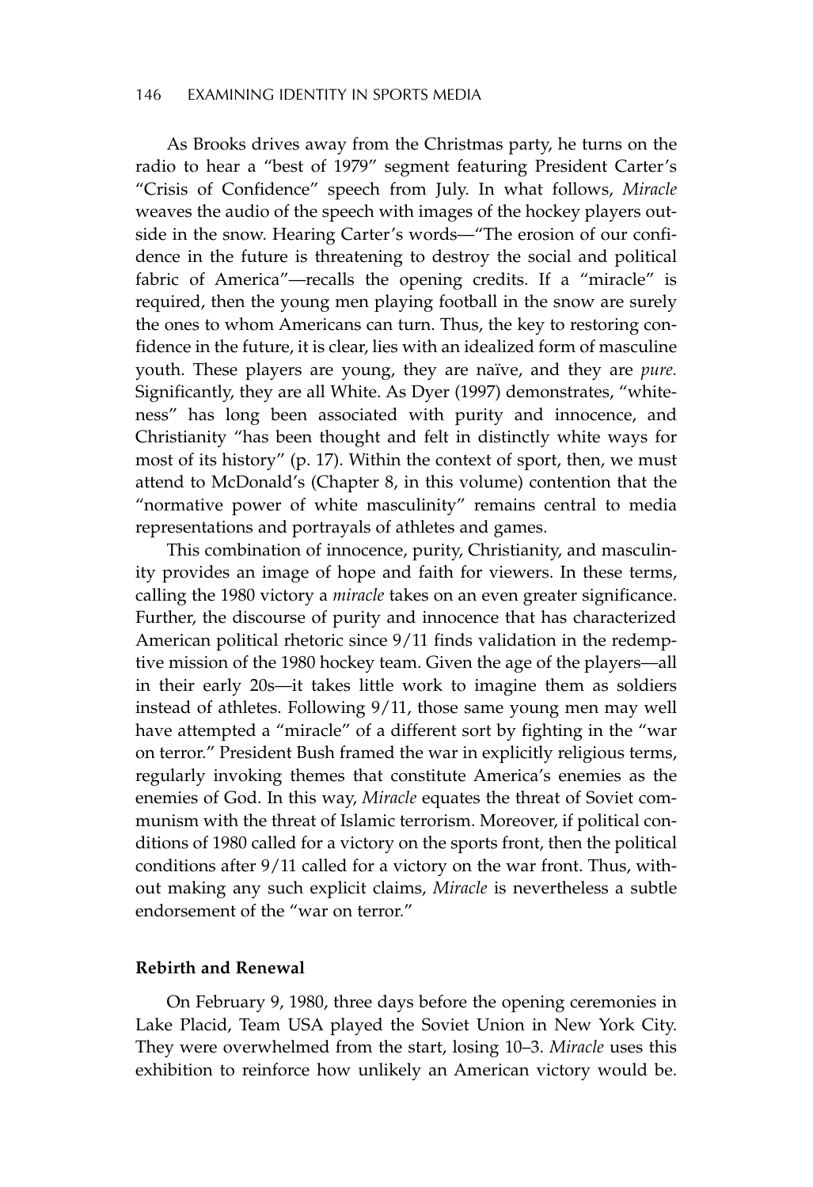As Brooks drives away from the Christmas party, he turns on the radio to hear a "best of 1979" segment featuring President Carter's "Crisis of Confidence" speech from July. In what follows, *Miracle* weaves the audio of the speech with images of the hockey players outside in the snow. Hearing Carter's words—"The erosion of our confidence in the future is threatening to destroy the social and political fabric of America"—recalls the opening credits. If a "miracle" is required, then the young men playing football in the snow are surely the ones to whom Americans can turn. Thus, the key to restoring confidence in the future, it is clear, lies with an idealized form of masculine youth. These players are young, they are naïve, and they are *pure.* Significantly, they are all White. As Dyer (1997) demonstrates, "whiteness" has long been associated with purity and innocence, and Christianity "has been thought and felt in distinctly white ways for most of its history" (p. 17). Within the context of sport, then, we must attend to McDonald's (Chapter 8, in this volume) contention that the "normative power of white masculinity" remains central to media representations and portrayals of athletes and games.

This combination of innocence, purity, Christianity, and masculinity provides an image of hope and faith for viewers. In these terms, calling the 1980 victory a *miracle* takes on an even greater significance. Further, the discourse of purity and innocence that has characterized American political rhetoric since 9/11 finds validation in the redemptive mission of the 1980 hockey team. Given the age of the players—all in their early 20s—it takes little work to imagine them as soldiers instead of athletes. Following 9/11, those same young men may well have attempted a "miracle" of a different sort by fighting in the "war on terror." President Bush framed the war in explicitly religious terms, regularly invoking themes that constitute America's enemies as the enemies of God. In this way, *Miracle* equates the threat of Soviet communism with the threat of Islamic terrorism. Moreover, if political conditions of 1980 called for a victory on the sports front, then the political conditions after 9/11 called for a victory on the war front. Thus, without making any such explicit claims, *Miracle* is nevertheless a subtle endorsement of the "war on terror."

### Rebirth and Renewal

On February 9, 1980, three days before the opening ceremonies in Lake Placid, Team USA played the Soviet Union in New York City. They were overwhelmed from the start, losing 10–3. *Miracle* uses this exhibition to reinforce how unlikely an American victory would be.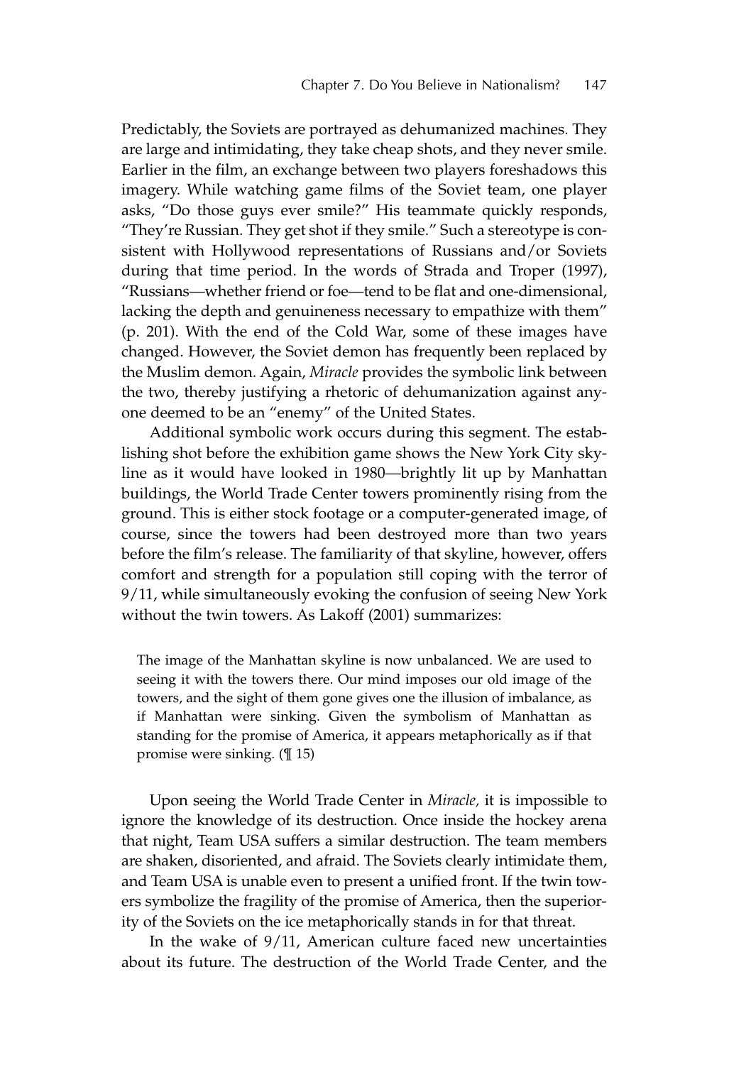Predictably, the Soviets are portrayed as dehumanized machines. They are large and intimidating, they take cheap shots, and they never smile. Earlier in the film, an exchange between two players foreshadows this imagery. While watching game films of the Soviet team, one player asks, "Do those guys ever smile?" His teammate quickly responds, "They're Russian. They get shot if they smile." Such a stereotype is consistent with Hollywood representations of Russians and/or Soviets during that time period. In the words of Strada and Troper (1997), "Russians—whether friend or foe—tend to be flat and one-dimensional, lacking the depth and genuineness necessary to empathize with them" (p. 201). With the end of the Cold War, some of these images have changed. However, the Soviet demon has frequently been replaced by the Muslim demon. Again, *Miracle* provides the symbolic link between the two, thereby justifying a rhetoric of dehumanization against anyone deemed to be an "enemy" of the United States.

Additional symbolic work occurs during this segment. The establishing shot before the exhibition game shows the New York City skyline as it would have looked in 1980—brightly lit up by Manhattan buildings, the World Trade Center towers prominently rising from the ground. This is either stock footage or a computer-generated image, of course, since the towers had been destroyed more than two years before the film's release. The familiarity of that skyline, however, offers comfort and strength for a population still coping with the terror of 9/11, while simultaneously evoking the confusion of seeing New York without the twin towers. As Lakoff (2001) summarizes:

> The image of the Manhattan skyline is now unbalanced. We are used to seeing it with the towers there. Our mind imposes our old image of the towers, and the sight of them gone gives one the illusion of imbalance, as if Manhattan were sinking. Given the symbolism of Manhattan as standing for the promise of America, it appears metaphorically as if that promise were sinking. (¶ 15)

Upon seeing the World Trade Center in *Miracle,* it is impossible to ignore the knowledge of its destruction. Once inside the hockey arena that night, Team USA suffers a similar destruction. The team members are shaken, disoriented, and afraid. The Soviets clearly intimidate them, and Team USA is unable even to present a unified front. If the twin towers symbolize the fragility of the promise of America, then the superiority of the Soviets on the ice metaphorically stands in for that threat.

In the wake of 9/11, American culture faced new uncertainties about its future. The destruction of the World Trade Center, and the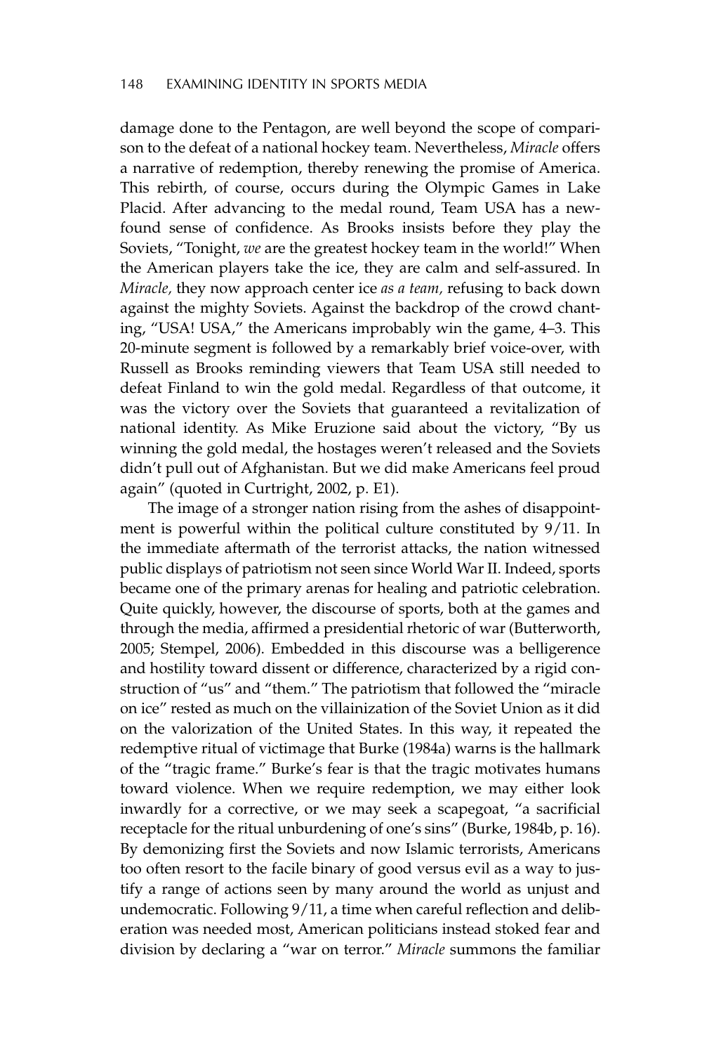damage done to the Pentagon, are well beyond the scope of comparison to the defeat of a national hockey team. Nevertheless, *Miracle* offers a narrative of redemption, thereby renewing the promise of America. This rebirth, of course, occurs during the Olympic Games in Lake Placid. After advancing to the medal round, Team USA has a newfound sense of confidence. As Brooks insists before they play the Soviets, "Tonight, *we* are the greatest hockey team in the world!" When the American players take the ice, they are calm and self-assured. In *Miracle,* they now approach center ice *as a team,* refusing to back down against the mighty Soviets. Against the backdrop of the crowd chanting, "USA! USA," the Americans improbably win the game, 4–3. This 20-minute segment is followed by a remarkably brief voice-over, with Russell as Brooks reminding viewers that Team USA still needed to defeat Finland to win the gold medal. Regardless of that outcome, it was the victory over the Soviets that guaranteed a revitalization of national identity. As Mike Eruzione said about the victory, "By us winning the gold medal, the hostages weren't released and the Soviets didn't pull out of Afghanistan. But we did make Americans feel proud again" (quoted in Curtright, 2002, p. E1).

The image of a stronger nation rising from the ashes of disappointment is powerful within the political culture constituted by 9/11. In the immediate aftermath of the terrorist attacks, the nation witnessed public displays of patriotism not seen since World War II. Indeed, sports became one of the primary arenas for healing and patriotic celebration. Quite quickly, however, the discourse of sports, both at the games and through the media, affirmed a presidential rhetoric of war (Butterworth, 2005; Stempel, 2006). Embedded in this discourse was a belligerence and hostility toward dissent or difference, characterized by a rigid construction of "us" and "them." The patriotism that followed the "miracle on ice" rested as much on the villainization of the Soviet Union as it did on the valorization of the United States. In this way, it repeated the redemptive ritual of victimage that Burke (1984a) warns is the hallmark of the "tragic frame." Burke's fear is that the tragic motivates humans toward violence. When we require redemption, we may either look inwardly for a corrective, or we may seek a scapegoat, "a sacrificial receptacle for the ritual unburdening of one's sins" (Burke, 1984b, p. 16). By demonizing first the Soviets and now Islamic terrorists, Americans too often resort to the facile binary of good versus evil as a way to justify a range of actions seen by many around the world as unjust and undemocratic. Following 9/11, a time when careful reflection and deliberation was needed most, American politicians instead stoked fear and division by declaring a "war on terror." *Miracle* summons the familiar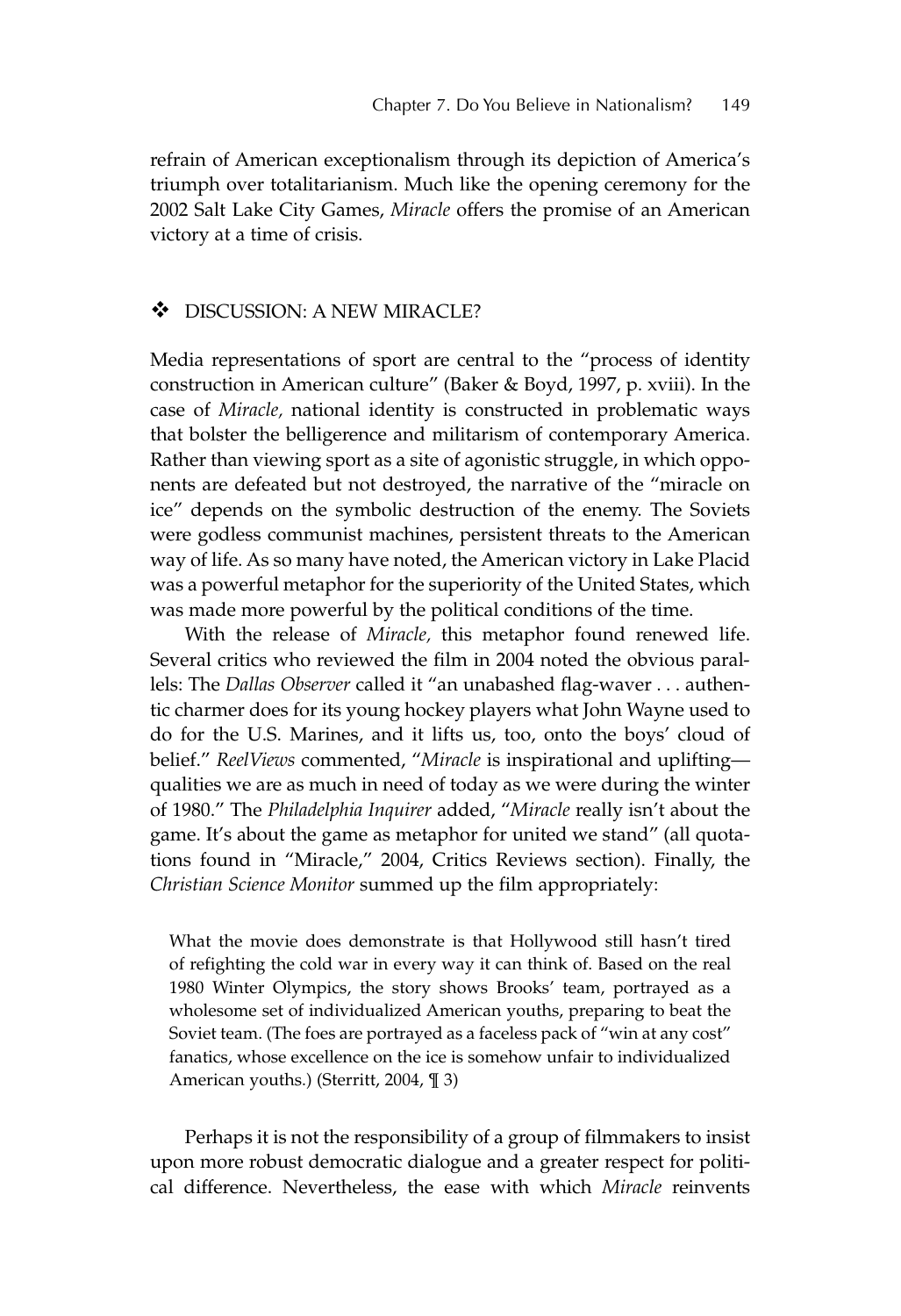refrain of American exceptionalism through its depiction of America's triumph over totalitarianism. Much like the opening ceremony for the 2002 Salt Lake City Games, *Miracle* offers the promise of an American victory at a time of crisis.

## ❖ DISCUSSION: A NEW MIRACLE?

Media representations of sport are central to the "process of identity construction in American culture" (Baker & Boyd, 1997, p. xviii). In the case of *Miracle,* national identity is constructed in problematic ways that bolster the belligerence and militarism of contemporary America. Rather than viewing sport as a site of agonistic struggle, in which opponents are defeated but not destroyed, the narrative of the "miracle on ice" depends on the symbolic destruction of the enemy. The Soviets were godless communist machines, persistent threats to the American way of life. As so many have noted, the American victory in Lake Placid was a powerful metaphor for the superiority of the United States, which was made more powerful by the political conditions of the time.

With the release of *Miracle,* this metaphor found renewed life. Several critics who reviewed the film in 2004 noted the obvious parallels: The *Dallas Observer* called it "an unabashed flag-waver . . . authentic charmer does for its young hockey players what John Wayne used to do for the U.S. Marines, and it lifts us, too, onto the boys' cloud of belief." *ReelViews* commented, "*Miracle* is inspirational and uplifting—qualities we are as much in need of today as we were during the winter of 1980." The *Philadelphia Inquirer* added, "*Miracle* really isn't about the game. It's about the game as metaphor for united we stand" (all quotations found in "Miracle," 2004, Critics Reviews section). Finally, the *Christian Science Monitor* summed up the film appropriately:

> What the movie does demonstrate is that Hollywood still hasn't tired of refighting the cold war in every way it can think of. Based on the real 1980 Winter Olympics, the story shows Brooks' team, portrayed as a wholesome set of individualized American youths, preparing to beat the Soviet team. (The foes are portrayed as a faceless pack of "win at any cost" fanatics, whose excellence on the ice is somehow unfair to individualized American youths.) (Sterritt, 2004, ¶ 3)

Perhaps it is not the responsibility of a group of filmmakers to insist upon more robust democratic dialogue and a greater respect for political difference. Nevertheless, the ease with which *Miracle* reinvents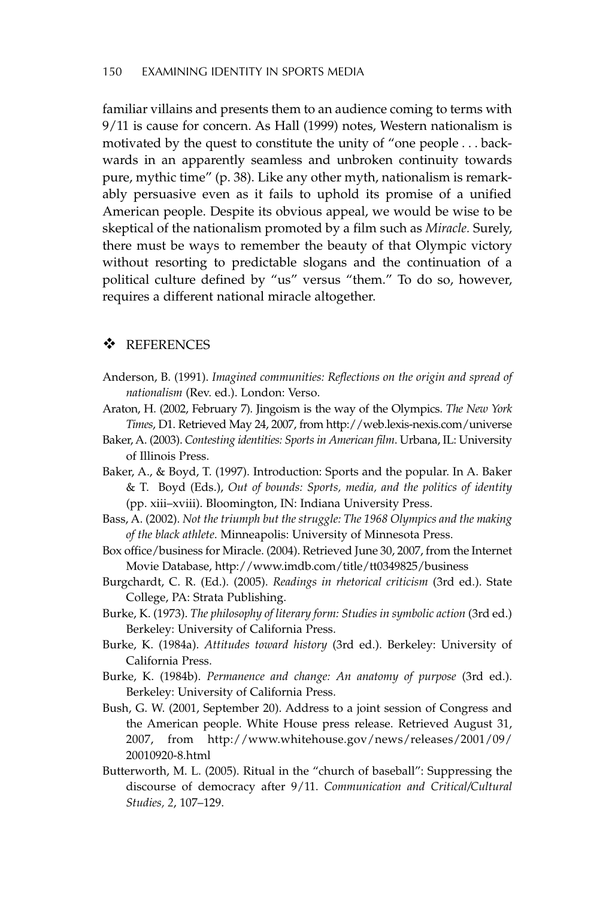familiar villains and presents them to an audience coming to terms with 9/11 is cause for concern. As Hall (1999) notes, Western nationalism is motivated by the quest to constitute the unity of "one people . . . backwards in an apparently seamless and unbroken continuity towards pure, mythic time" (p. 38). Like any other myth, nationalism is remarkably persuasive even as it fails to uphold its promise of a unified American people. Despite its obvious appeal, we would be wise to be skeptical of the nationalism promoted by a film such as *Miracle.* Surely, there must be ways to remember the beauty of that Olympic victory without resorting to predictable slogans and the continuation of a political culture defined by "us" versus "them." To do so, however, requires a different national miracle altogether.

## ❖ REFERENCES

Anderson, B. (1991). *Imagined communities: Reflections on the origin and spread of nationalism* (Rev. ed.). London: Verso.

Araton, H. (2002, February 7). Jingoism is the way of the Olympics. *The New York Times*, D1. Retrieved May 24, 2007, from http://web.lexis-nexis.com/universe

Baker, A. (2003). *Contesting identities: Sports in American film*. Urbana, IL: University of Illinois Press.

Baker, A., & Boyd, T. (1997). Introduction: Sports and the popular. In A. Baker & T. Boyd (Eds.), *Out of bounds: Sports, media, and the politics of identity* (pp. xiii–xviii). Bloomington, IN: Indiana University Press.

Bass, A. (2002). *Not the triumph but the struggle: The 1968 Olympics and the making of the black athlete*. Minneapolis: University of Minnesota Press.

Box office/business for Miracle. (2004). Retrieved June 30, 2007, from the Internet Movie Database, http://www.imdb.com/title/tt0349825/business

Burgchardt, C. R. (Ed.). (2005). *Readings in rhetorical criticism* (3rd ed.). State College, PA: Strata Publishing.

Burke, K. (1973). *The philosophy of literary form: Studies in symbolic action* (3rd ed.) Berkeley: University of California Press.

Burke, K. (1984a). *Attitudes toward history* (3rd ed.). Berkeley: University of California Press.

Burke, K. (1984b). *Permanence and change: An anatomy of purpose* (3rd ed.). Berkeley: University of California Press.

Bush, G. W. (2001, September 20). Address to a joint session of Congress and the American people. White House press release. Retrieved August 31, 2007, from http://www.whitehouse.gov/news/releases/2001/09/20010920-8.html

Butterworth, M. L. (2005). Ritual in the "church of baseball": Suppressing the discourse of democracy after 9/11. *Communication and Critical/Cultural Studies, 2*, 107–129.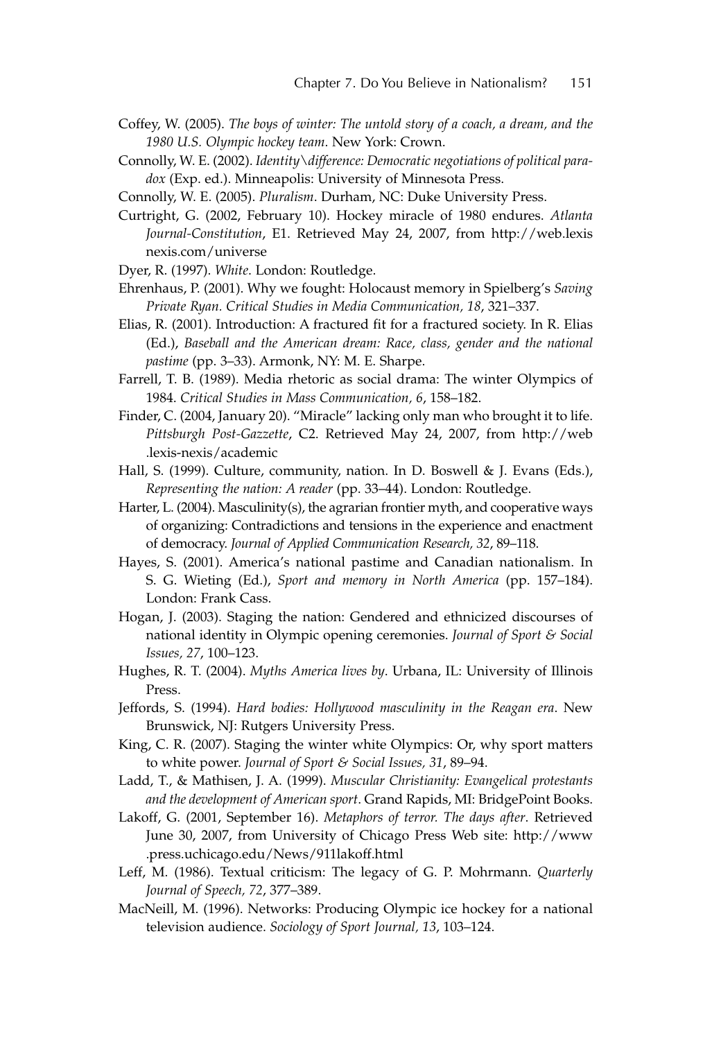Coffey, W. (2005). *The boys of winter: The untold story of a coach, a dream, and the 1980 U.S. Olympic hockey team*. New York: Crown.

Connolly, W. E. (2002). *Identity\difference: Democratic negotiations of political paradox* (Exp. ed.). Minneapolis: University of Minnesota Press.

Connolly, W. E. (2005). *Pluralism*. Durham, NC: Duke University Press.

Curtright, G. (2002, February 10). Hockey miracle of 1980 endures. *Atlanta Journal-Constitution*, E1. Retrieved May 24, 2007, from http://web.lexisnexis.com/universe

Dyer, R. (1997). *White*. London: Routledge.

Ehrenhaus, P. (2001). Why we fought: Holocaust memory in Spielberg's *Saving Private Ryan. Critical Studies in Media Communication, 18*, 321–337.

Elias, R. (2001). Introduction: A fractured fit for a fractured society. In R. Elias (Ed.), *Baseball and the American dream: Race, class, gender and the national pastime* (pp. 3–33). Armonk, NY: M. E. Sharpe.

Farrell, T. B. (1989). Media rhetoric as social drama: The winter Olympics of 1984. *Critical Studies in Mass Communication, 6*, 158–182.

Finder, C. (2004, January 20). "Miracle" lacking only man who brought it to life. *Pittsburgh Post-Gazzette*, C2. Retrieved May 24, 2007, from http://web.lexis-nexis/academic

Hall, S. (1999). Culture, community, nation. In D. Boswell & J. Evans (Eds.), *Representing the nation: A reader* (pp. 33–44). London: Routledge.

Harter, L. (2004). Masculinity(s), the agrarian frontier myth, and cooperative ways of organizing: Contradictions and tensions in the experience and enactment of democracy. *Journal of Applied Communication Research, 32*, 89–118.

Hayes, S. (2001). America's national pastime and Canadian nationalism. In S. G. Wieting (Ed.), *Sport and memory in North America* (pp. 157–184). London: Frank Cass.

Hogan, J. (2003). Staging the nation: Gendered and ethnicized discourses of national identity in Olympic opening ceremonies. *Journal of Sport & Social Issues, 27*, 100–123.

Hughes, R. T. (2004). *Myths America lives by*. Urbana, IL: University of Illinois Press.

Jeffords, S. (1994). *Hard bodies: Hollywood masculinity in the Reagan era*. New Brunswick, NJ: Rutgers University Press.

King, C. R. (2007). Staging the winter white Olympics: Or, why sport matters to white power. *Journal of Sport & Social Issues, 31*, 89–94.

Ladd, T., & Mathisen, J. A. (1999). *Muscular Christianity: Evangelical protestants and the development of American sport*. Grand Rapids, MI: BridgePoint Books.

Lakoff, G. (2001, September 16). *Metaphors of terror. The days after*. Retrieved June 30, 2007, from University of Chicago Press Web site: http://www.press.uchicago.edu/News/911lakoff.html

Leff, M. (1986). Textual criticism: The legacy of G. P. Mohrmann. *Quarterly Journal of Speech, 72*, 377–389.

MacNeill, M. (1996). Networks: Producing Olympic ice hockey for a national television audience. *Sociology of Sport Journal, 13*, 103–124.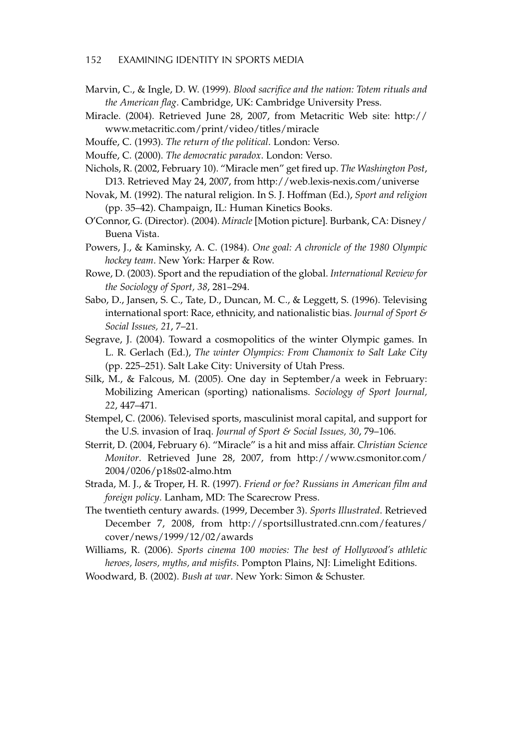Marvin, C., & Ingle, D. W. (1999). *Blood sacrifice and the nation: Totem rituals and the American flag*. Cambridge, UK: Cambridge University Press.

Miracle. (2004). Retrieved June 28, 2007, from Metacritic Web site: http://www.metacritic.com/print/video/titles/miracle

Mouffe, C. (1993). *The return of the political*. London: Verso.

Mouffe, C. (2000). *The democratic paradox*. London: Verso.

Nichols, R. (2002, February 10). "Miracle men" get fired up. *The Washington Post*, D13. Retrieved May 24, 2007, from http://web.lexis-nexis.com/universe

Novak, M. (1992). The natural religion. In S. J. Hoffman (Ed.), *Sport and religion* (pp. 35–42). Champaign, IL: Human Kinetics Books.

O'Connor, G. (Director). (2004). *Miracle* [Motion picture]. Burbank, CA: Disney/Buena Vista.

Powers, J., & Kaminsky, A. C. (1984). *One goal: A chronicle of the 1980 Olympic hockey team*. New York: Harper & Row.

Rowe, D. (2003). Sport and the repudiation of the global. *International Review for the Sociology of Sport, 38*, 281–294.

Sabo, D., Jansen, S. C., Tate, D., Duncan, M. C., & Leggett, S. (1996). Televising international sport: Race, ethnicity, and nationalistic bias. *Journal of Sport & Social Issues, 21*, 7–21.

Segrave, J. (2004). Toward a cosmopolitics of the winter Olympic games. In L. R. Gerlach (Ed.), *The winter Olympics: From Chamonix to Salt Lake City* (pp. 225–251). Salt Lake City: University of Utah Press.

Silk, M., & Falcous, M. (2005). One day in September/a week in February: Mobilizing American (sporting) nationalisms. *Sociology of Sport Journal, 22*, 447–471.

Stempel, C. (2006). Televised sports, masculinist moral capital, and support for the U.S. invasion of Iraq. *Journal of Sport & Social Issues, 30*, 79–106.

Sterrit, D. (2004, February 6). "Miracle" is a hit and miss affair. *Christian Science Monitor*. Retrieved June 28, 2007, from http://www.csmonitor.com/2004/0206/p18s02-almo.htm

Strada, M. J., & Troper, H. R. (1997). *Friend or foe? Russians in American film and foreign policy*. Lanham, MD: The Scarecrow Press.

The twentieth century awards. (1999, December 3). *Sports Illustrated*. Retrieved December 7, 2008, from http://sportsillustrated.cnn.com/features/cover/news/1999/12/02/awards

Williams, R. (2006). *Sports cinema 100 movies: The best of Hollywood's athletic heroes, losers, myths, and misfits*. Pompton Plains, NJ: Limelight Editions.

Woodward, B. (2002). *Bush at war*. New York: Simon & Schuster.